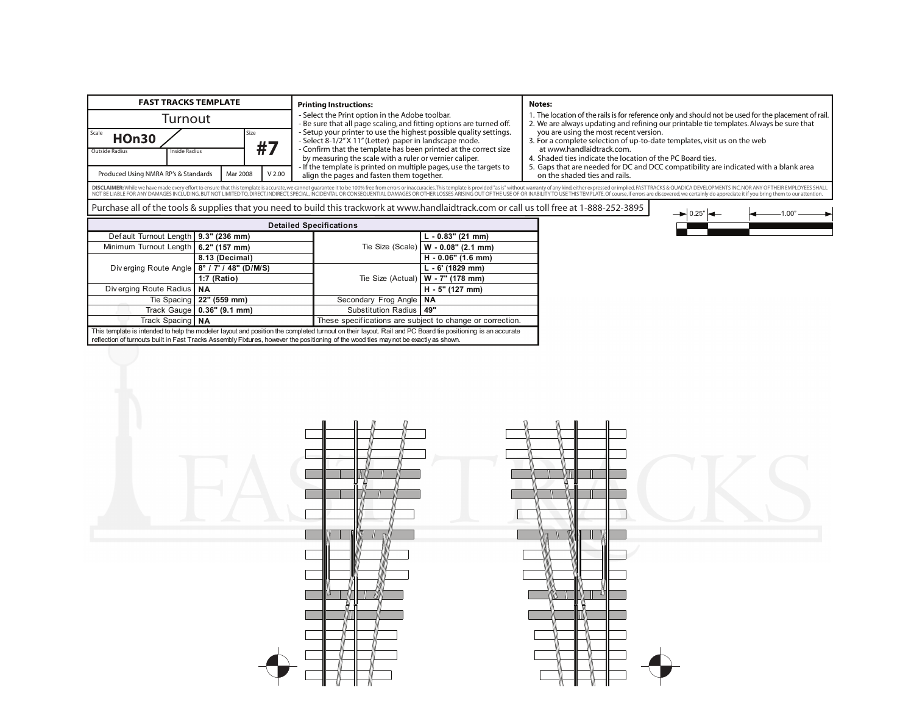| FAST TRACKS TEMPLATE | | | |
|---|---|---|---|
| Turnout | | | |
| Scale **HOn30** | | Size **#7** | |
| Outside Radius | Inside Radius | | |
| Produced Using NMRA RP's & Standards | | Mar 2008 | V 2.00 |

**Printing Instructions:**

- Select the Print option in the Adobe toolbar.
- Be sure that all page scaling, and fitting options are turned off.
- Setup your printer to use the highest possible quality settings.
- Select 8-1/2" X 11" (Letter) paper in landscape mode.
- Confirm that the template has been printed at the correct size by measuring the scale with a ruler or vernier caliper.
- If the template is printed on multiple pages, use the targets to align the pages and fasten them together.

**Notes:**

1. The location of the rails is for reference only and should not be used for the placement of rail.
2. We are always updating and refining our printable tie templates. Always be sure that you are using the most recent version.
3. For a complete selection of up-to-date templates, visit us on the web at www.handlaidtrack.com.
4. Shaded ties indicate the location of the PC Board ties.
5. Gaps that are needed for DC and DCC compatibility are indicated with a blank area on the shaded ties and rails.

**DISCLAIMER:** While we have made every effort to ensure that this template is accurate, we cannot guarantee it to be 100% free from errors or inaccuracies. This template is provided "as is" without warranty of any kind, either expressed or implied. FAST TRACKS & QUADICA DEVELOPMENTS INC, NOR ANY OF THEIR EMPLOYEES SHALL NOT BE LIABLE FOR ANY DAMAGES INCLUDING, BUT NOT LIMITED TO, DIRECT, INDIRECT, SPECIAL, INCIDENTAL OR CONSEQUENTIAL DAMAGES OR OTHER LOSSES ARISING OUT OF THE USE OF OR INABILITY TO USE THIS TEMPLATE. Of course, if errors are discovered, we certainly do appreciate it if you bring them to our attention.

Purchase all of the tools & supplies that you need to build this trackwork at www.handlaidtrack.com or call us toll free at 1-888-252-3895

0.25" 1.00"

| Detailed Specifications | | | |
|---|---|---|---|
| Default Turnout Length | **9.3" (236 mm)** | Tie Size (Scale) | **L - 0.83" (21 mm)** |
| Minimum Turnout Length | **6.2" (157 mm)** | | **W - 0.08" (2.1 mm)** |
| Diverging Route Angle | **8.13 (Decimal)** | | **H - 0.06" (1.6 mm)** |
| | **8° / 7' / 48" (D/M/S)** | Tie Size (Actual) | **L - 6' (1829 mm)** |
| | **1:7 (Ratio)** | | **W - 7" (178 mm)** |
| Diverging Route Radius | **NA** | | **H - 5" (127 mm)** |
| Tie Spacing | **22" (559 mm)** | Secondary Frog Angle | **NA** |
| Track Gauge | **0.36" (9.1 mm)** | Substitution Radius | **49"** |
| Track Spacing | **NA** | These specifications are subject to change or correction. | |

This template is intended to help the modeler layout and position the completed turnout on their layout. Rail and PC Board tie positioning is an accurate reflection of turnouts built in Fast Tracks Assembly Fixtures, however the positioning of the wood ties may not be exactly as shown.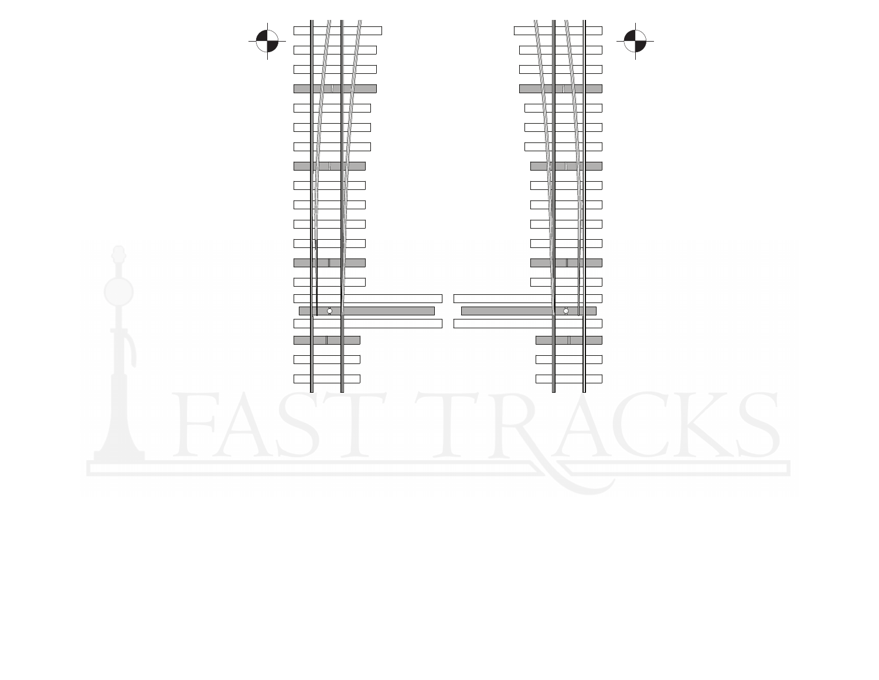FAST TRACKS